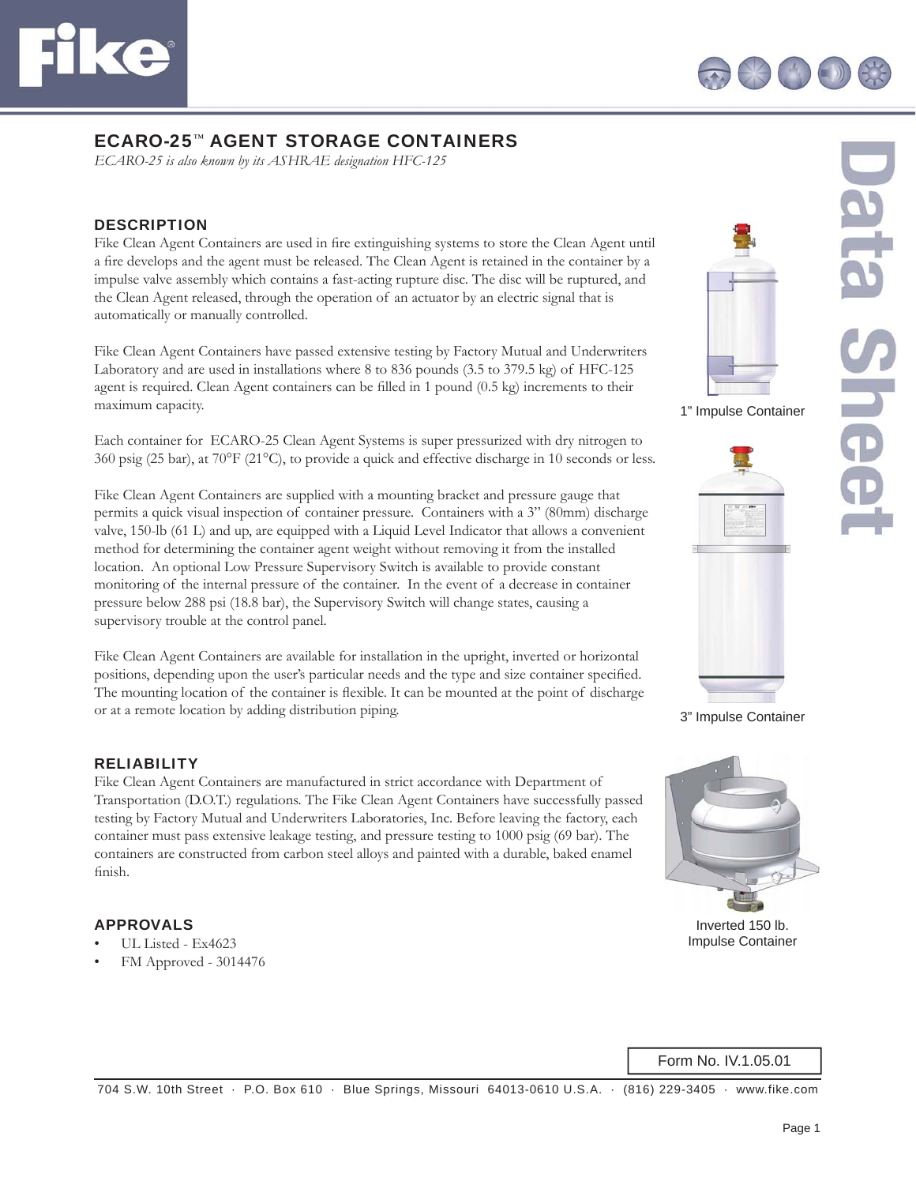# ECARO-25™ AGENT STORAGE CONTAINERS

*ECARO-25 is also known by its ASHRAE designation HFC-125*

## DESCRIPTION

Fike Clean Agent Containers are used in fire extinguishing systems to store the Clean Agent until a fire develops and the agent must be released. The Clean Agent is retained in the container by a impulse valve assembly which contains a fast-acting rupture disc. The disc will be ruptured, and the Clean Agent released, through the operation of an actuator by an electric signal that is automatically or manually controlled.

Fike Clean Agent Containers have passed extensive testing by Factory Mutual and Underwriters Laboratory and are used in installations where 8 to 836 pounds (3.5 to 379.5 kg) of HFC-125 agent is required. Clean Agent containers can be filled in 1 pound (0.5 kg) increments to their maximum capacity.

Each container for ECARO-25 Clean Agent Systems is super pressurized with dry nitrogen to 360 psig (25 bar), at 70°F (21°C), to provide a quick and effective discharge in 10 seconds or less.

Fike Clean Agent Containers are supplied with a mounting bracket and pressure gauge that permits a quick visual inspection of container pressure. Containers with a 3" (80mm) discharge valve, 150-lb (61 L) and up, are equipped with a Liquid Level Indicator that allows a convenient method for determining the container agent weight without removing it from the installed location. An optional Low Pressure Supervisory Switch is available to provide constant monitoring of the internal pressure of the container. In the event of a decrease in container pressure below 288 psi (18.8 bar), the Supervisory Switch will change states, causing a supervisory trouble at the control panel.

Fike Clean Agent Containers are available for installation in the upright, inverted or horizontal positions, depending upon the user's particular needs and the type and size container specified. The mounting location of the container is flexible. It can be mounted at the point of discharge or at a remote location by adding distribution piping.

1" Impulse Container

3" Impulse Container

Inverted 150 lb. Impulse Container

## RELIABILITY

Fike Clean Agent Containers are manufactured in strict accordance with Department of Transportation (D.O.T.) regulations. The Fike Clean Agent Containers have successfully passed testing by Factory Mutual and Underwriters Laboratories, Inc. Before leaving the factory, each container must pass extensive leakage testing, and pressure testing to 1000 psig (69 bar). The containers are constructed from carbon steel alloys and painted with a durable, baked enamel finish.

## APPROVALS

- UL Listed - Ex4623
- FM Approved - 3014476

Form No. IV.1.05.01

704 S.W. 10th Street · P.O. Box 610 · Blue Springs, Missouri 64013-0610 U.S.A. · (816) 229-3405 · www.fike.com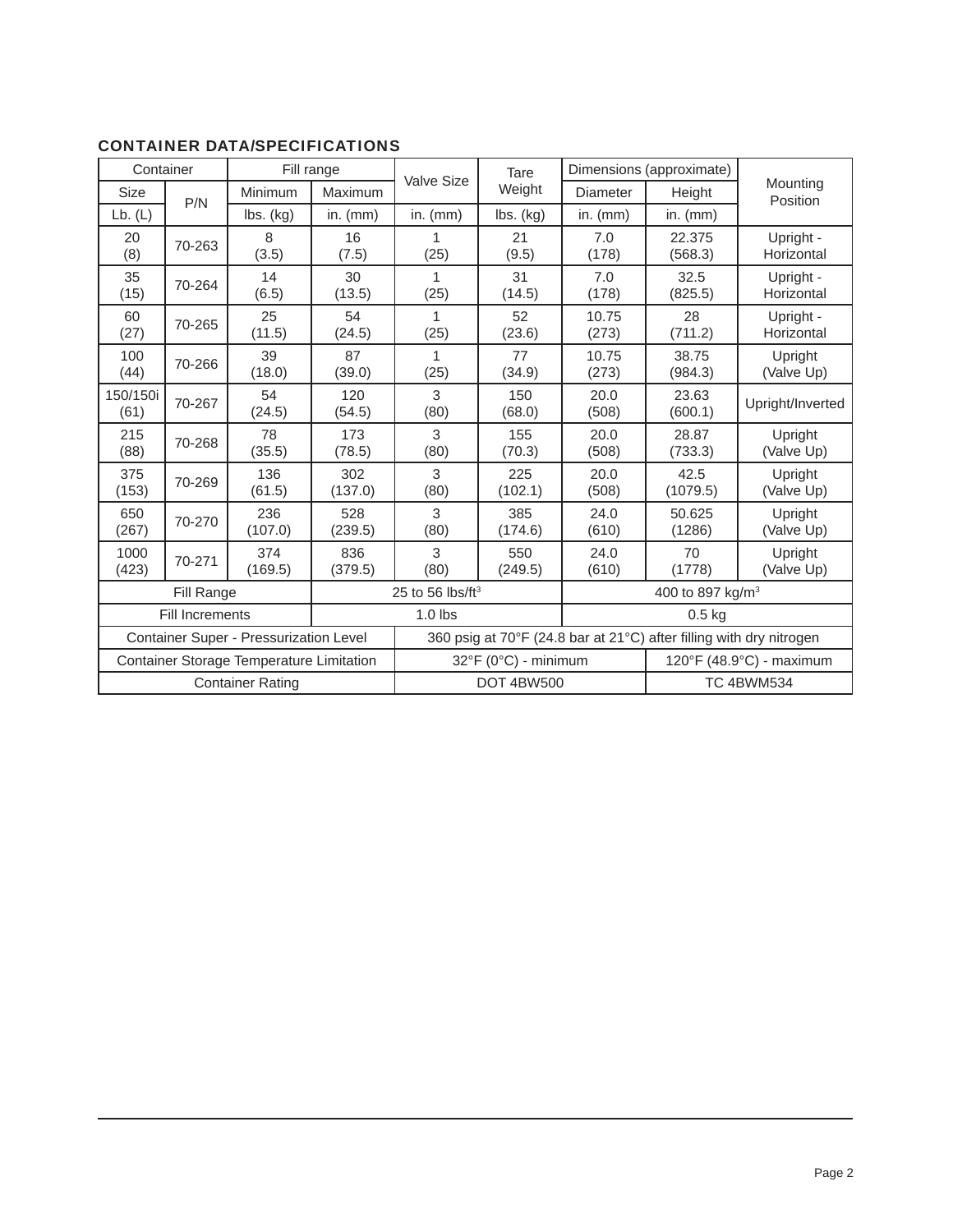### CONTAINER DATA/SPECIFICATIONS

| Container | | Fill range | | Valve Size | Tare Weight | Dimensions (approximate) | | Mounting Position |
|---|---|---|---|---|---|---|---|---|
| Size | P/N | Minimum | Maximum | | | Diameter | Height | |
| Lb. (L) | | lbs. (kg) | in. (mm) | in. (mm) | lbs. (kg) | in. (mm) | in. (mm) | |
| 20 (8) | 70-263 | 8 (3.5) | 16 (7.5) | 1 (25) | 21 (9.5) | 7.0 (178) | 22.375 (568.3) | Upright - Horizontal |
| 35 (15) | 70-264 | 14 (6.5) | 30 (13.5) | 1 (25) | 31 (14.5) | 7.0 (178) | 32.5 (825.5) | Upright - Horizontal |
| 60 (27) | 70-265 | 25 (11.5) | 54 (24.5) | 1 (25) | 52 (23.6) | 10.75 (273) | 28 (711.2) | Upright - Horizontal |
| 100 (44) | 70-266 | 39 (18.0) | 87 (39.0) | 1 (25) | 77 (34.9) | 10.75 (273) | 38.75 (984.3) | Upright (Valve Up) |
| 150/150i (61) | 70-267 | 54 (24.5) | 120 (54.5) | 3 (80) | 150 (68.0) | 20.0 (508) | 23.63 (600.1) | Upright/Inverted |
| 215 (88) | 70-268 | 78 (35.5) | 173 (78.5) | 3 (80) | 155 (70.3) | 20.0 (508) | 28.87 (733.3) | Upright (Valve Up) |
| 375 (153) | 70-269 | 136 (61.5) | 302 (137.0) | 3 (80) | 225 (102.1) | 20.0 (508) | 42.5 (1079.5) | Upright (Valve Up) |
| 650 (267) | 70-270 | 236 (107.0) | 528 (239.5) | 3 (80) | 385 (174.6) | 24.0 (610) | 50.625 (1286) | Upright (Valve Up) |
| 1000 (423) | 70-271 | 374 (169.5) | 836 (379.5) | 3 (80) | 550 (249.5) | 24.0 (610) | 70 (1778) | Upright (Valve Up) |
| Fill Range | | | 25 to 56 lbs/ft$^3$ | | | 400 to 897 kg/m$^3$ | | |
| Fill Increments | | | 1.0 lbs | | | 0.5 kg | | |
| Container Super - Pressurization Level | | | | 360 psig at 70°F (24.8 bar at 21°C) after filling with dry nitrogen | | | | |
| Container Storage Temperature Limitation | | | | 32°F (0°C) - minimum | | | 120°F (48.9°C) - maximum | |
| Container Rating | | | | DOT 4BW500 | | | TC 4BWM534 | |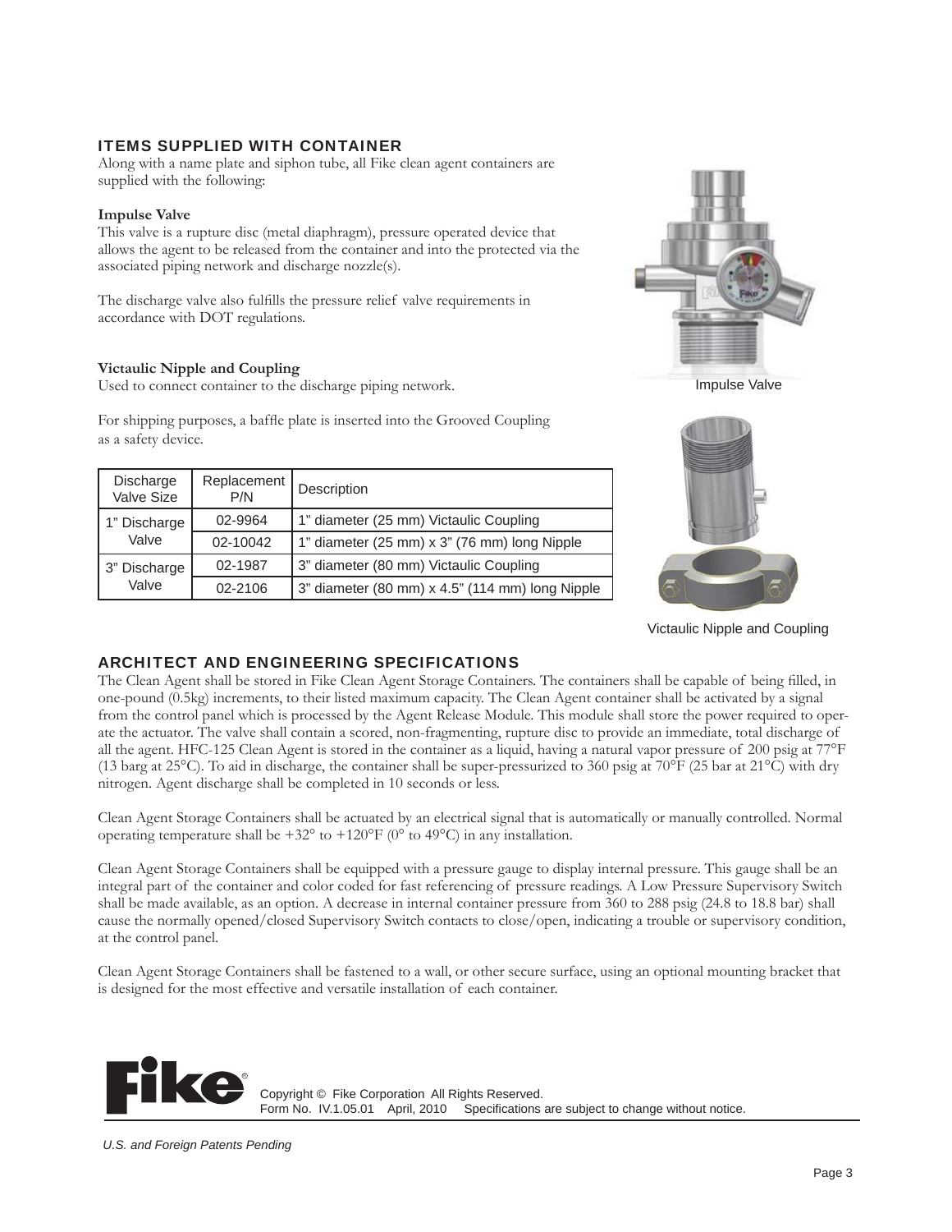## ITEMS SUPPLIED WITH CONTAINER

Along with a name plate and siphon tube, all Fike clean agent containers are supplied with the following:

**Impulse Valve**

This valve is a rupture disc (metal diaphragm), pressure operated device that allows the agent to be released from the container and into the protected via the associated piping network and discharge nozzle(s).

The discharge valve also fulfills the pressure relief valve requirements in accordance with DOT regulations.

Impulse Valve

**Victaulic Nipple and Coupling**

Used to connect container to the discharge piping network.

For shipping purposes, a baffle plate is inserted into the Grooved Coupling as a safety device.

| Discharge Valve Size | Replacement P/N | Description |
|---|---|---|
| 1" Discharge Valve | 02-9964 | 1" diameter (25 mm) Victaulic Coupling |
| | 02-10042 | 1" diameter (25 mm) x 3" (76 mm) long Nipple |
| 3" Discharge Valve | 02-1987 | 3" diameter (80 mm) Victaulic Coupling |
| | 02-2106 | 3" diameter (80 mm) x 4.5" (114 mm) long Nipple |

Victaulic Nipple and Coupling

## ARCHITECT AND ENGINEERING SPECIFICATIONS

The Clean Agent shall be stored in Fike Clean Agent Storage Containers. The containers shall be capable of being filled, in one-pound (0.5kg) increments, to their listed maximum capacity. The Clean Agent container shall be activated by a signal from the control panel which is processed by the Agent Release Module. This module shall store the power required to operate the actuator. The valve shall contain a scored, non-fragmenting, rupture disc to provide an immediate, total discharge of all the agent. HFC-125 Clean Agent is stored in the container as a liquid, having a natural vapor pressure of 200 psig at 77°F (13 barg at 25°C). To aid in discharge, the container shall be super-pressurized to 360 psig at 70°F (25 bar at 21°C) with dry nitrogen. Agent discharge shall be completed in 10 seconds or less.

Clean Agent Storage Containers shall be actuated by an electrical signal that is automatically or manually controlled. Normal operating temperature shall be +32° to +120°F (0° to 49°C) in any installation.

Clean Agent Storage Containers shall be equipped with a pressure gauge to display internal pressure. This gauge shall be an integral part of the container and color coded for fast referencing of pressure readings. A Low Pressure Supervisory Switch shall be made available, as an option. A decrease in internal container pressure from 360 to 288 psig (24.8 to 18.8 bar) shall cause the normally opened/closed Supervisory Switch contacts to close/open, indicating a trouble or supervisory condition, at the control panel.

Clean Agent Storage Containers shall be fastened to a wall, or other secure surface, using an optional mounting bracket that is designed for the most effective and versatile installation of each container.

Copyright © Fike Corporation All Rights Reserved.
Form No. IV.1.05.01 April, 2010 Specifications are subject to change without notice.

*U.S. and Foreign Patents Pending*